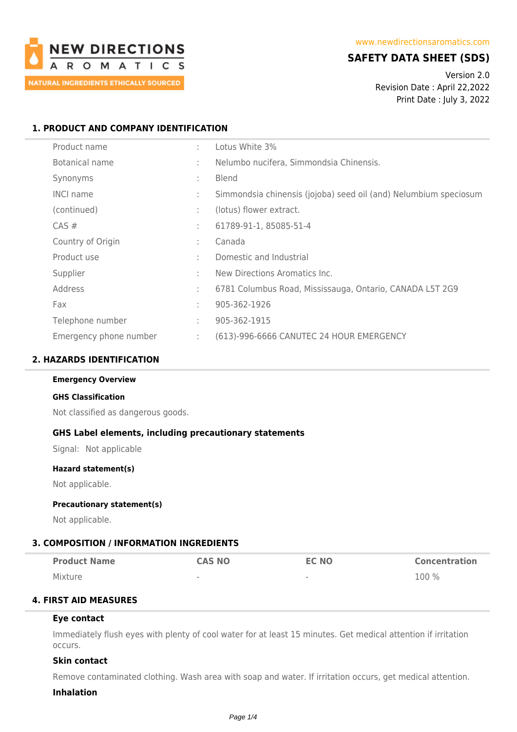NEW DIRECTIONS AROMATICS
NATURAL INGREDIENTS ETHICALLY SOURCED

www.newdirectionsaromatics.com

**SAFETY DATA SHEET (SDS)**

Version 2.0
Revision Date : April 22,2022
Print Date : July 3, 2022

## 1. PRODUCT AND COMPANY IDENTIFICATION

| | | |
|---|---|---|
| Product name | : | Lotus White 3% |
| Botanical name | : | Nelumbo nucifera, Simmondsia Chinensis. |
| Synonyms | : | Blend |
| INCI name | : | Simmondsia chinensis (jojoba) seed oil (and) Nelumbium speciosum |
| (continued) | : | (lotus) flower extract. |
| CAS # | : | 61789-91-1, 85085-51-4 |
| Country of Origin | : | Canada |
| Product use | : | Domestic and Industrial |
| Supplier | : | New Directions Aromatics Inc. |
| Address | : | 6781 Columbus Road, Mississauga, Ontario, CANADA L5T 2G9 |
| Fax | : | 905-362-1926 |
| Telephone number | : | 905-362-1915 |
| Emergency phone number | : | (613)-996-6666 CANUTEC 24 HOUR EMERGENCY |

## 2. HAZARDS IDENTIFICATION

**Emergency Overview**

**GHS Classification**

Not classified as dangerous goods.

**GHS Label elements, including precautionary statements**

Signal: Not applicable

**Hazard statement(s)**

Not applicable.

**Precautionary statement(s)**

Not applicable.

## 3. COMPOSITION / INFORMATION INGREDIENTS

| Product Name | CAS NO | EC NO | Concentration |
|---|---|---|---|
| Mixture | - | - | 100 % |

## 4. FIRST AID MEASURES

**Eye contact**

Immediately flush eyes with plenty of cool water for at least 15 minutes. Get medical attention if irritation occurs.

**Skin contact**

Remove contaminated clothing. Wash area with soap and water. If irritation occurs, get medical attention.

**Inhalation**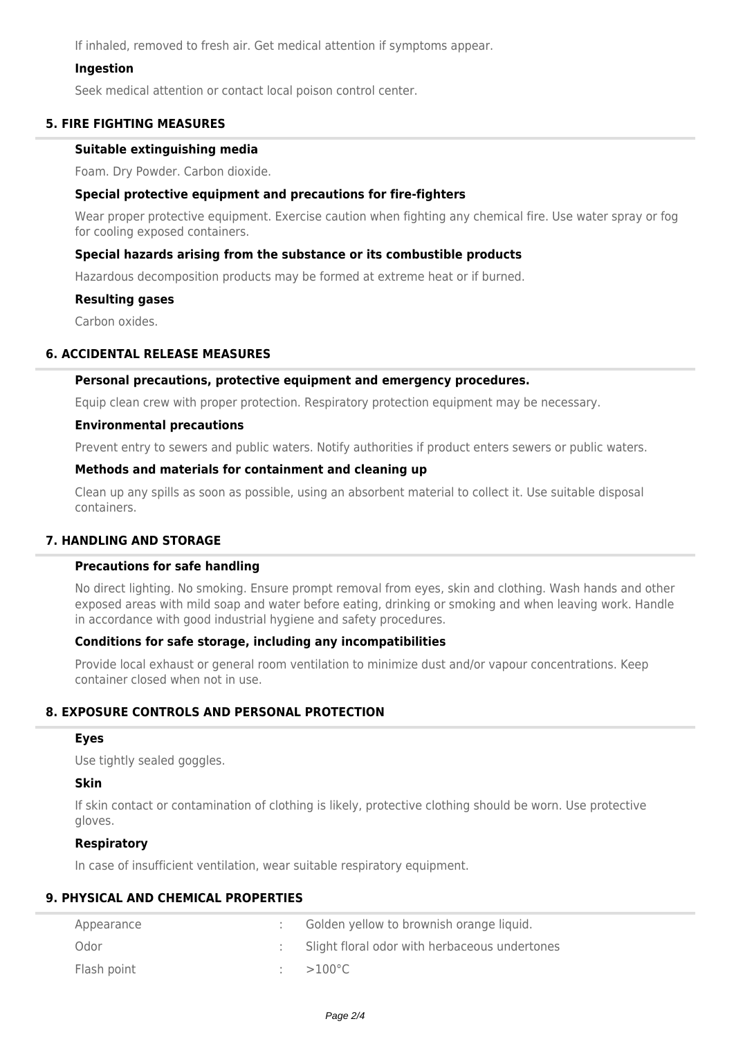If inhaled, removed to fresh air. Get medical attention if symptoms appear.

### Ingestion

Seek medical attention or contact local poison control center.

## 5. FIRE FIGHTING MEASURES

### Suitable extinguishing media

Foam. Dry Powder. Carbon dioxide.

### Special protective equipment and precautions for fire-fighters

Wear proper protective equipment. Exercise caution when fighting any chemical fire. Use water spray or fog for cooling exposed containers.

### Special hazards arising from the substance or its combustible products

Hazardous decomposition products may be formed at extreme heat or if burned.

### Resulting gases

Carbon oxides.

## 6. ACCIDENTAL RELEASE MEASURES

### Personal precautions, protective equipment and emergency procedures.

Equip clean crew with proper protection. Respiratory protection equipment may be necessary.

### Environmental precautions

Prevent entry to sewers and public waters. Notify authorities if product enters sewers or public waters.

### Methods and materials for containment and cleaning up

Clean up any spills as soon as possible, using an absorbent material to collect it. Use suitable disposal containers.

## 7. HANDLING AND STORAGE

### Precautions for safe handling

No direct lighting. No smoking. Ensure prompt removal from eyes, skin and clothing. Wash hands and other exposed areas with mild soap and water before eating, drinking or smoking and when leaving work. Handle in accordance with good industrial hygiene and safety procedures.

### Conditions for safe storage, including any incompatibilities

Provide local exhaust or general room ventilation to minimize dust and/or vapour concentrations. Keep container closed when not in use.

## 8. EXPOSURE CONTROLS AND PERSONAL PROTECTION

### Eyes

Use tightly sealed goggles.

### Skin

If skin contact or contamination of clothing is likely, protective clothing should be worn. Use protective gloves.

### Respiratory

In case of insufficient ventilation, wear suitable respiratory equipment.

## 9. PHYSICAL AND CHEMICAL PROPERTIES

| | | |
|---|---|---|
| Appearance | : | Golden yellow to brownish orange liquid. |
| Odor | : | Slight floral odor with herbaceous undertones |
| Flash point | : | >100°C |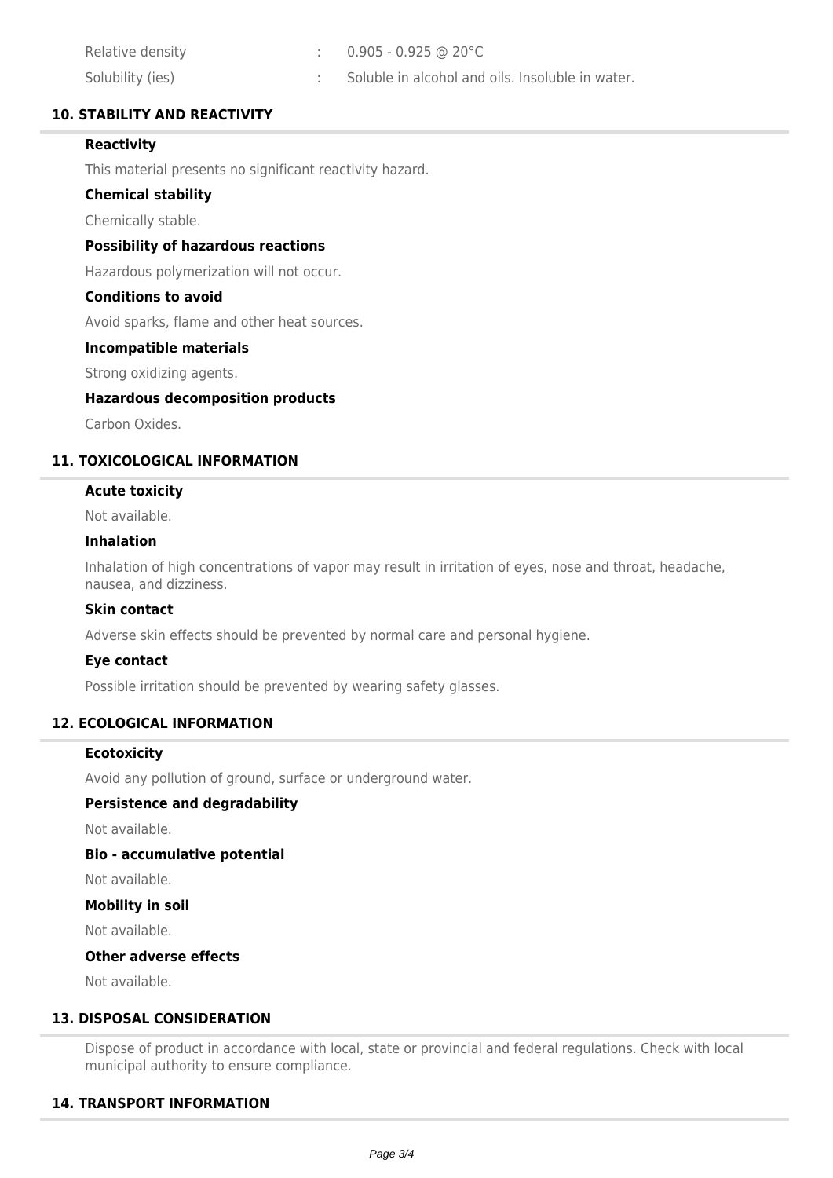| | | |
|---|---|---|
| Relative density | : | 0.905 - 0.925 @ 20°C |
| Solubility (ies) | : | Soluble in alcohol and oils. Insoluble in water. |

## 10. STABILITY AND REACTIVITY

### Reactivity

This material presents no significant reactivity hazard.

### Chemical stability

Chemically stable.

### Possibility of hazardous reactions

Hazardous polymerization will not occur.

### Conditions to avoid

Avoid sparks, flame and other heat sources.

### Incompatible materials

Strong oxidizing agents.

### Hazardous decomposition products

Carbon Oxides.

## 11. TOXICOLOGICAL INFORMATION

### Acute toxicity

Not available.

### Inhalation

Inhalation of high concentrations of vapor may result in irritation of eyes, nose and throat, headache, nausea, and dizziness.

### Skin contact

Adverse skin effects should be prevented by normal care and personal hygiene.

### Eye contact

Possible irritation should be prevented by wearing safety glasses.

## 12. ECOLOGICAL INFORMATION

### Ecotoxicity

Avoid any pollution of ground, surface or underground water.

### Persistence and degradability

Not available.

### Bio - accumulative potential

Not available.

### Mobility in soil

Not available.

### Other adverse effects

Not available.

## 13. DISPOSAL CONSIDERATION

Dispose of product in accordance with local, state or provincial and federal regulations. Check with local municipal authority to ensure compliance.

## 14. TRANSPORT INFORMATION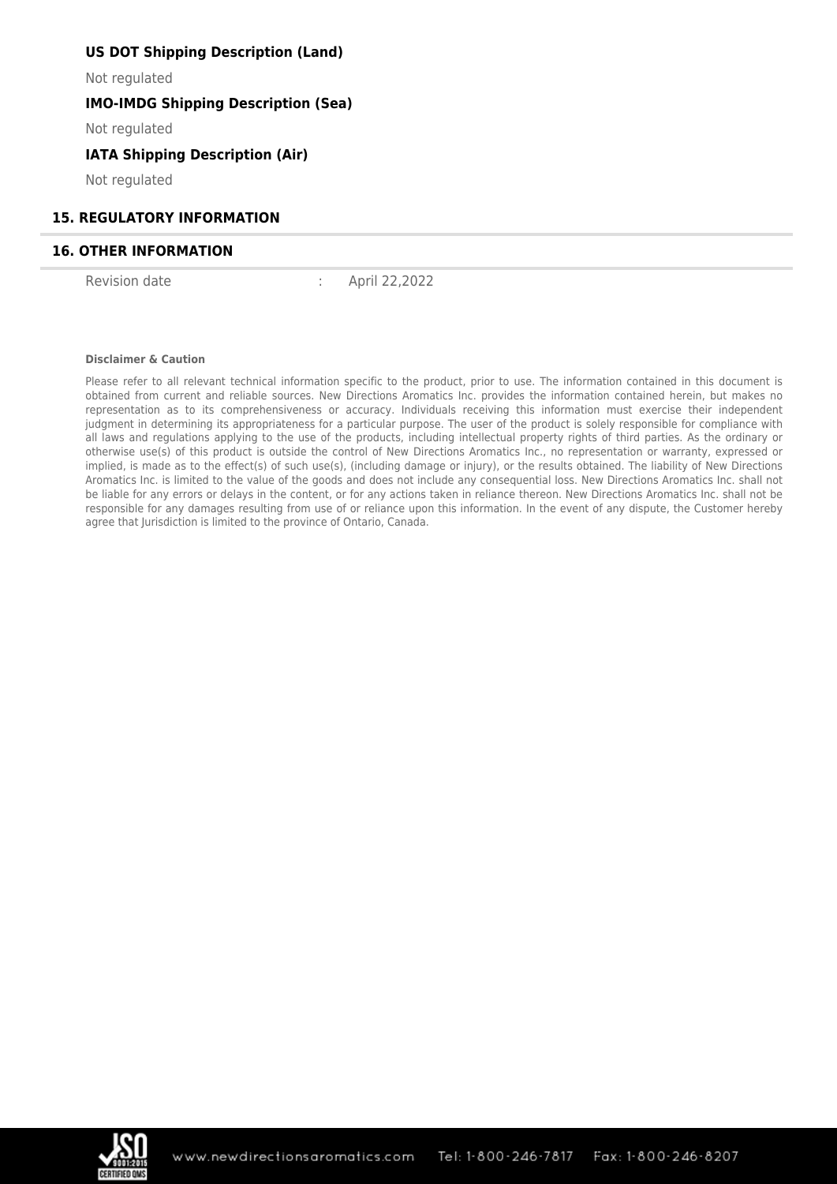**US DOT Shipping Description (Land)**

Not regulated

**IMO-IMDG Shipping Description (Sea)**

Not regulated

**IATA Shipping Description (Air)**

Not regulated

## 15. REGULATORY INFORMATION

## 16. OTHER INFORMATION

Revision date : April 22,2022

**Disclaimer & Caution**

Please refer to all relevant technical information specific to the product, prior to use. The information contained in this document is obtained from current and reliable sources. New Directions Aromatics Inc. provides the information contained herein, but makes no representation as to its comprehensiveness or accuracy. Individuals receiving this information must exercise their independent judgment in determining its appropriateness for a particular purpose. The user of the product is solely responsible for compliance with all laws and regulations applying to the use of the products, including intellectual property rights of third parties. As the ordinary or otherwise use(s) of this product is outside the control of New Directions Aromatics Inc., no representation or warranty, expressed or implied, is made as to the effect(s) of such use(s), (including damage or injury), or the results obtained. The liability of New Directions Aromatics Inc. is limited to the value of the goods and does not include any consequential loss. New Directions Aromatics Inc. shall not be liable for any errors or delays in the content, or for any actions taken in reliance thereon. New Directions Aromatics Inc. shall not be responsible for any damages resulting from use of or reliance upon this information. In the event of any dispute, the Customer hereby agree that Jurisdiction is limited to the province of Ontario, Canada.